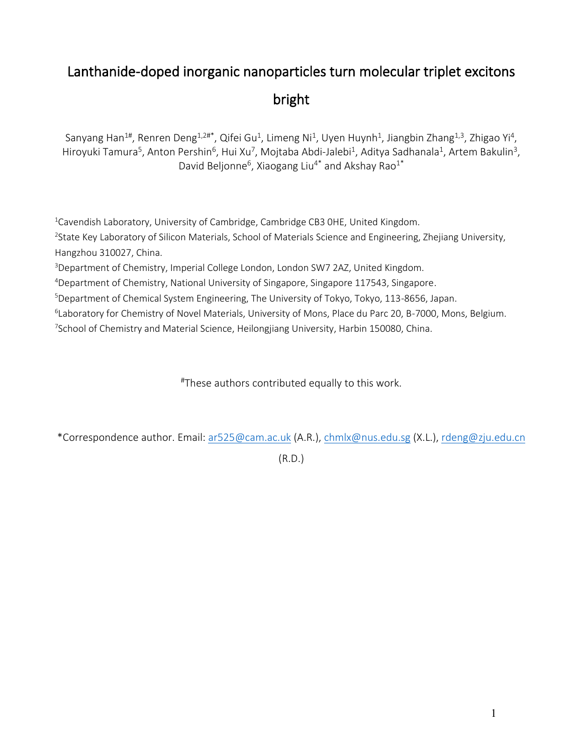# Lanthanide-doped inorganic nanoparticles turn molecular triplet excitons bright

Sanyang Han[1#], Renren Deng[1,2#*], Qifei Gu[1], Limeng Ni[1], Uyen Huynh[1], Jiangbin Zhang[1,3], Zhigao Yi[4], Hiroyuki Tamura[5], Anton Pershin[6], Hui Xu[7], Mojtaba Abdi-Jalebi[1], Aditya Sadhanala[1], Artem Bakulin[3], David Beljonne[6], Xiaogang Liu[4*] and Akshay Rao[1*]

[1]Cavendish Laboratory, University of Cambridge, Cambridge CB3 0HE, United Kingdom.

[2]State Key Laboratory of Silicon Materials, School of Materials Science and Engineering, Zhejiang University, Hangzhou 310027, China.

[3]Department of Chemistry, Imperial College London, London SW7 2AZ, United Kingdom.

[4]Department of Chemistry, National University of Singapore, Singapore 117543, Singapore.

[5]Department of Chemical System Engineering, The University of Tokyo, Tokyo, 113-8656, Japan.

[6]Laboratory for Chemistry of Novel Materials, University of Mons, Place du Parc 20, B-7000, Mons, Belgium.

[7]School of Chemistry and Material Science, Heilongjiang University, Harbin 150080, China.

[#]These authors contributed equally to this work.

*Correspondence author. Email: ar525@cam.ac.uk (A.R.), chmlx@nus.edu.sg (X.L.), rdeng@zju.edu.cn (R.D.)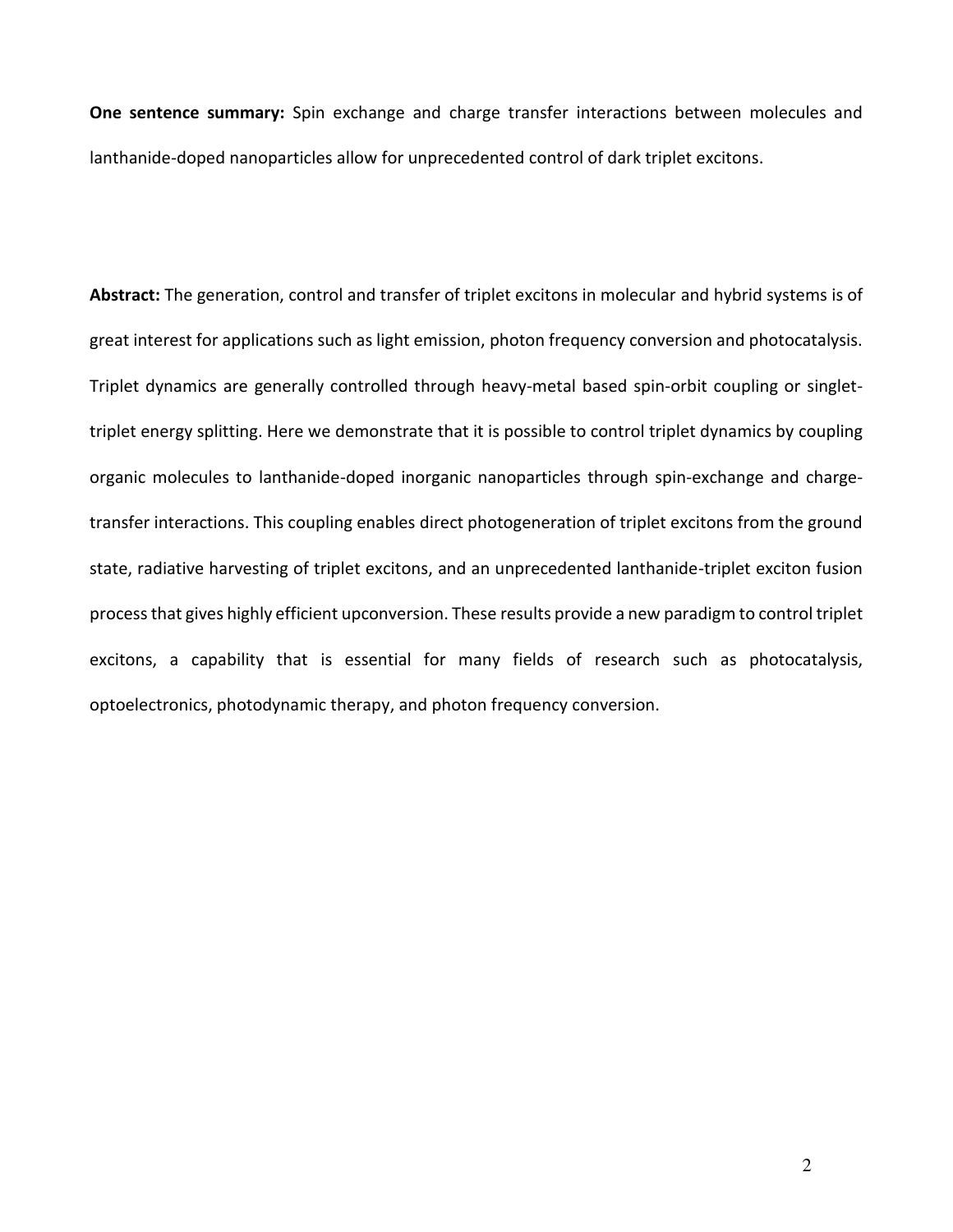**One sentence summary:** Spin exchange and charge transfer interactions between molecules and lanthanide-doped nanoparticles allow for unprecedented control of dark triplet excitons.

**Abstract:** The generation, control and transfer of triplet excitons in molecular and hybrid systems is of great interest for applications such as light emission, photon frequency conversion and photocatalysis. Triplet dynamics are generally controlled through heavy-metal based spin-orbit coupling or singlet-triplet energy splitting. Here we demonstrate that it is possible to control triplet dynamics by coupling organic molecules to lanthanide-doped inorganic nanoparticles through spin-exchange and charge-transfer interactions. This coupling enables direct photogeneration of triplet excitons from the ground state, radiative harvesting of triplet excitons, and an unprecedented lanthanide-triplet exciton fusion process that gives highly efficient upconversion. These results provide a new paradigm to control triplet excitons, a capability that is essential for many fields of research such as photocatalysis, optoelectronics, photodynamic therapy, and photon frequency conversion.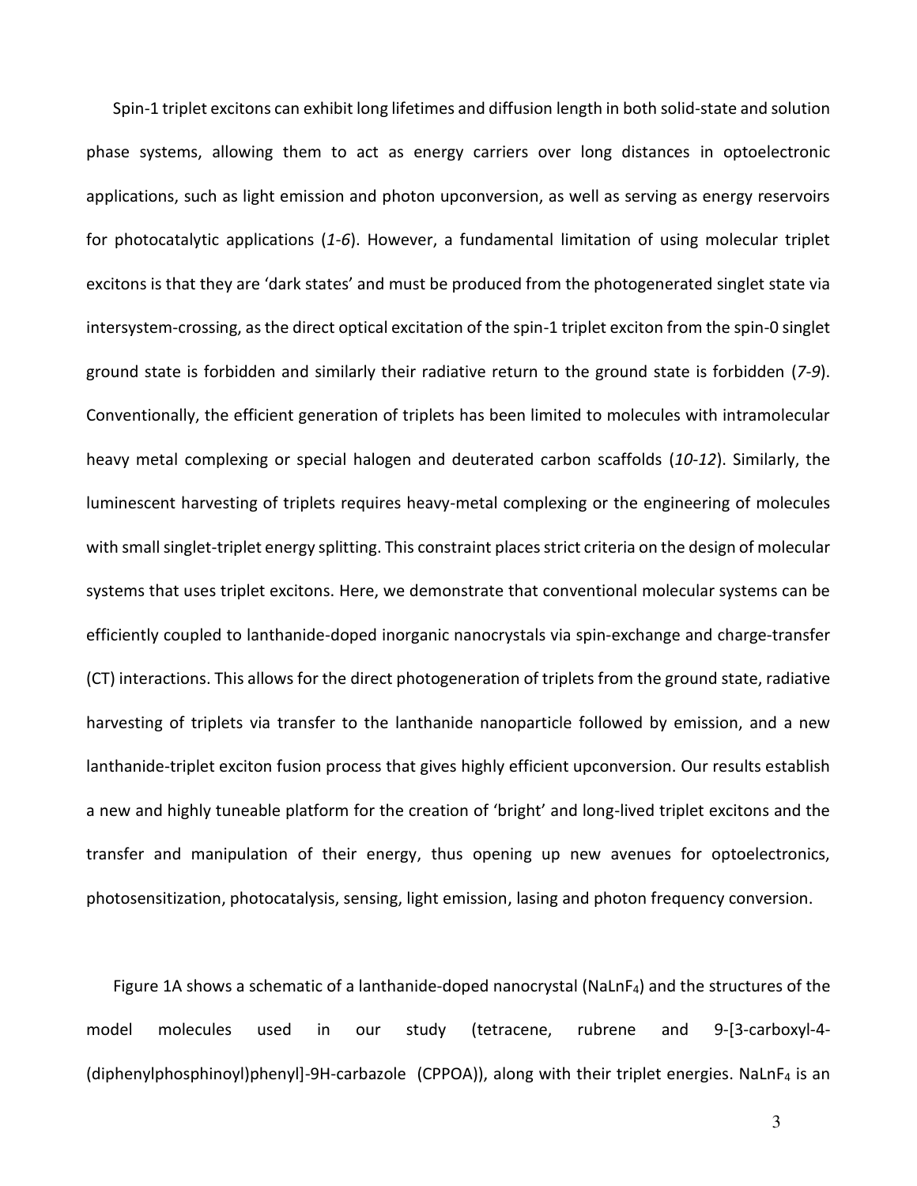Spin-1 triplet excitons can exhibit long lifetimes and diffusion length in both solid-state and solution phase systems, allowing them to act as energy carriers over long distances in optoelectronic applications, such as light emission and photon upconversion, as well as serving as energy reservoirs for photocatalytic applications (*1-6*). However, a fundamental limitation of using molecular triplet excitons is that they are 'dark states' and must be produced from the photogenerated singlet state via intersystem-crossing, as the direct optical excitation of the spin-1 triplet exciton from the spin-0 singlet ground state is forbidden and similarly their radiative return to the ground state is forbidden (*7-9*). Conventionally, the efficient generation of triplets has been limited to molecules with intramolecular heavy metal complexing or special halogen and deuterated carbon scaffolds (*10-12*). Similarly, the luminescent harvesting of triplets requires heavy-metal complexing or the engineering of molecules with small singlet-triplet energy splitting. This constraint places strict criteria on the design of molecular systems that uses triplet excitons. Here, we demonstrate that conventional molecular systems can be efficiently coupled to lanthanide-doped inorganic nanocrystals via spin-exchange and charge-transfer (CT) interactions. This allows for the direct photogeneration of triplets from the ground state, radiative harvesting of triplets via transfer to the lanthanide nanoparticle followed by emission, and a new lanthanide-triplet exciton fusion process that gives highly efficient upconversion. Our results establish a new and highly tuneable platform for the creation of 'bright' and long-lived triplet excitons and the transfer and manipulation of their energy, thus opening up new avenues for optoelectronics, photosensitization, photocatalysis, sensing, light emission, lasing and photon frequency conversion.

Figure 1A shows a schematic of a lanthanide-doped nanocrystal ($NaLnF_4$) and the structures of the model molecules used in our study (tetracene, rubrene and 9-[3-carboxyl-4-(diphenylphosphinoyl)phenyl]-9H-carbazole (CPPOA)), along with their triplet energies. $NaLnF_4$ is an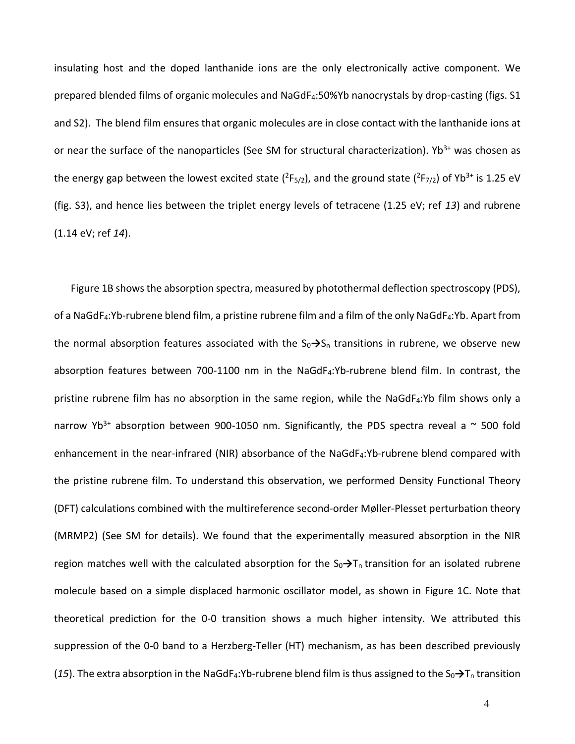insulating host and the doped lanthanide ions are the only electronically active component. We prepared blended films of organic molecules and $NaGdF_4$:50%Yb nanocrystals by drop-casting (figs. S1 and S2). The blend film ensures that organic molecules are in close contact with the lanthanide ions at or near the surface of the nanoparticles (See SM for structural characterization). $Yb^{3+}$ was chosen as the energy gap between the lowest excited state ($^2F_{5/2}$), and the ground state ($^2F_{7/2}$) of $Yb^{3+}$ is 1.25 eV (fig. S3), and hence lies between the triplet energy levels of tetracene (1.25 eV; ref *13*) and rubrene (1.14 eV; ref *14*).

Figure 1B shows the absorption spectra, measured by photothermal deflection spectroscopy (PDS), of a $NaGdF_4$:Yb-rubrene blend film, a pristine rubrene film and a film of the only $NaGdF_4$:Yb. Apart from the normal absorption features associated with the $S_0 \rightarrow S_n$ transitions in rubrene, we observe new absorption features between 700-1100 nm in the $NaGdF_4$:Yb-rubrene blend film. In contrast, the pristine rubrene film has no absorption in the same region, while the $NaGdF_4$:Yb film shows only a narrow $Yb^{3+}$ absorption between 900-1050 nm. Significantly, the PDS spectra reveal a ~ 500 fold enhancement in the near-infrared (NIR) absorbance of the $NaGdF_4$:Yb-rubrene blend compared with the pristine rubrene film. To understand this observation, we performed Density Functional Theory (DFT) calculations combined with the multireference second-order Møller-Plesset perturbation theory (MRMP2) (See SM for details). We found that the experimentally measured absorption in the NIR region matches well with the calculated absorption for the $S_0 \rightarrow T_n$ transition for an isolated rubrene molecule based on a simple displaced harmonic oscillator model, as shown in Figure 1C. Note that theoretical prediction for the 0-0 transition shows a much higher intensity. We attributed this suppression of the 0-0 band to a Herzberg-Teller (HT) mechanism, as has been described previously (*15*). The extra absorption in the $NaGdF_4$:Yb-rubrene blend film is thus assigned to the $S_0 \rightarrow T_n$ transition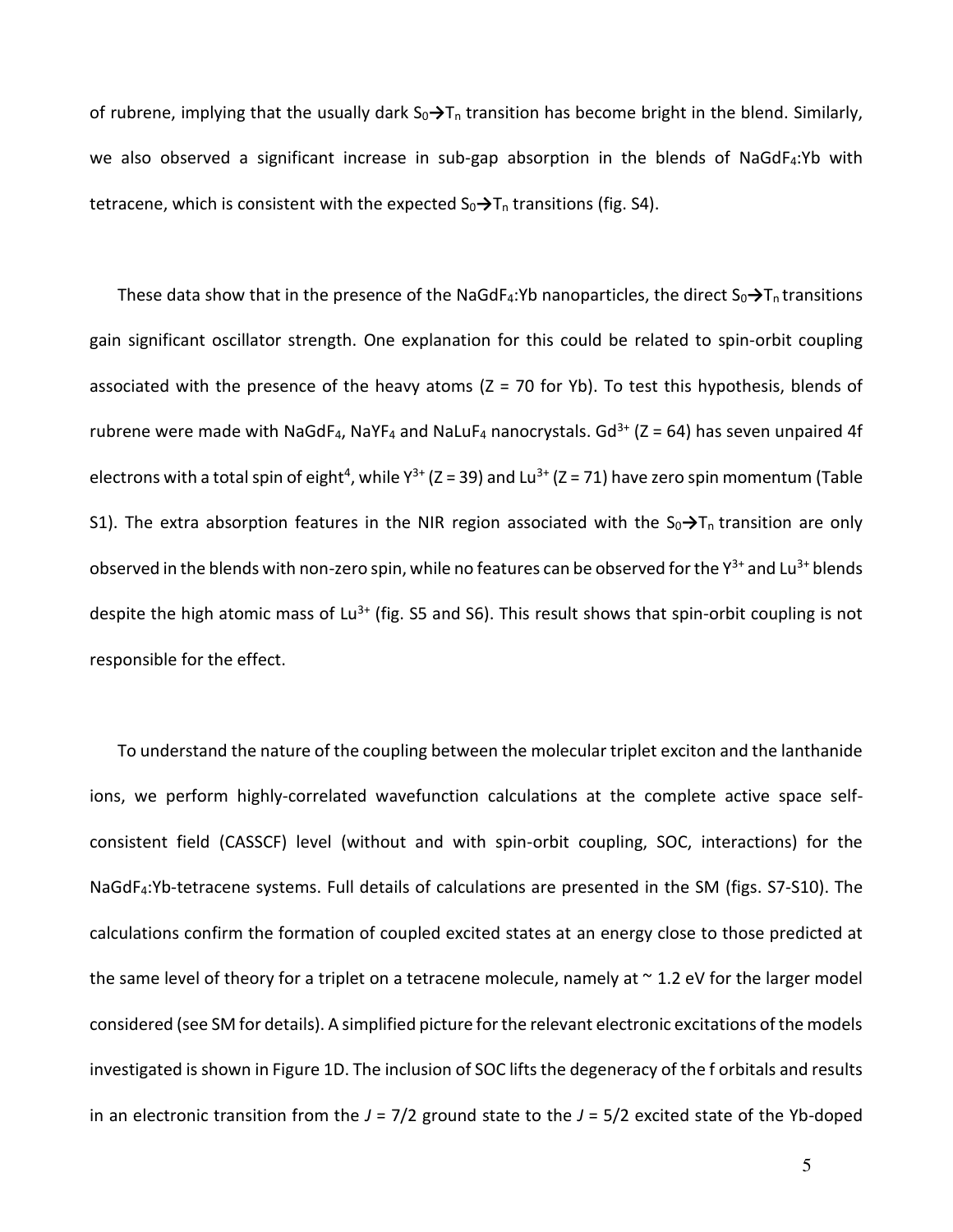of rubrene, implying that the usually dark $S_0 \rightarrow T_n$ transition has become bright in the blend. Similarly, we also observed a significant increase in sub-gap absorption in the blends of $NaGdF_4$:Yb with tetracene, which is consistent with the expected $S_0 \rightarrow T_n$ transitions (fig. S4).

These data show that in the presence of the $NaGdF_4$:Yb nanoparticles, the direct $S_0 \rightarrow T_n$ transitions gain significant oscillator strength. One explanation for this could be related to spin-orbit coupling associated with the presence of the heavy atoms (Z = 70 for Yb). To test this hypothesis, blends of rubrene were made with $NaGdF_4$, $NaYF_4$ and $NaLuF_4$ nanocrystals. $Gd^{3+}$ (Z = 64) has seven unpaired 4f electrons with a total spin of eight[4], while $Y^{3+}$ (Z = 39) and $Lu^{3+}$ (Z = 71) have zero spin momentum (Table S1). The extra absorption features in the NIR region associated with the $S_0 \rightarrow T_n$ transition are only observed in the blends with non-zero spin, while no features can be observed for the $Y^{3+}$ and $Lu^{3+}$ blends despite the high atomic mass of $Lu^{3+}$ (fig. S5 and S6). This result shows that spin-orbit coupling is not responsible for the effect.

To understand the nature of the coupling between the molecular triplet exciton and the lanthanide ions, we perform highly-correlated wavefunction calculations at the complete active space self-consistent field (CASSCF) level (without and with spin-orbit coupling, SOC, interactions) for the $NaGdF_4$:Yb-tetracene systems. Full details of calculations are presented in the SM (figs. S7-S10). The calculations confirm the formation of coupled excited states at an energy close to those predicted at the same level of theory for a triplet on a tetracene molecule, namely at ~ 1.2 eV for the larger model considered (see SM for details). A simplified picture for the relevant electronic excitations of the models investigated is shown in Figure 1D. The inclusion of SOC lifts the degeneracy of the f orbitals and results in an electronic transition from the $J = 7/2$ ground state to the $J = 5/2$ excited state of the Yb-doped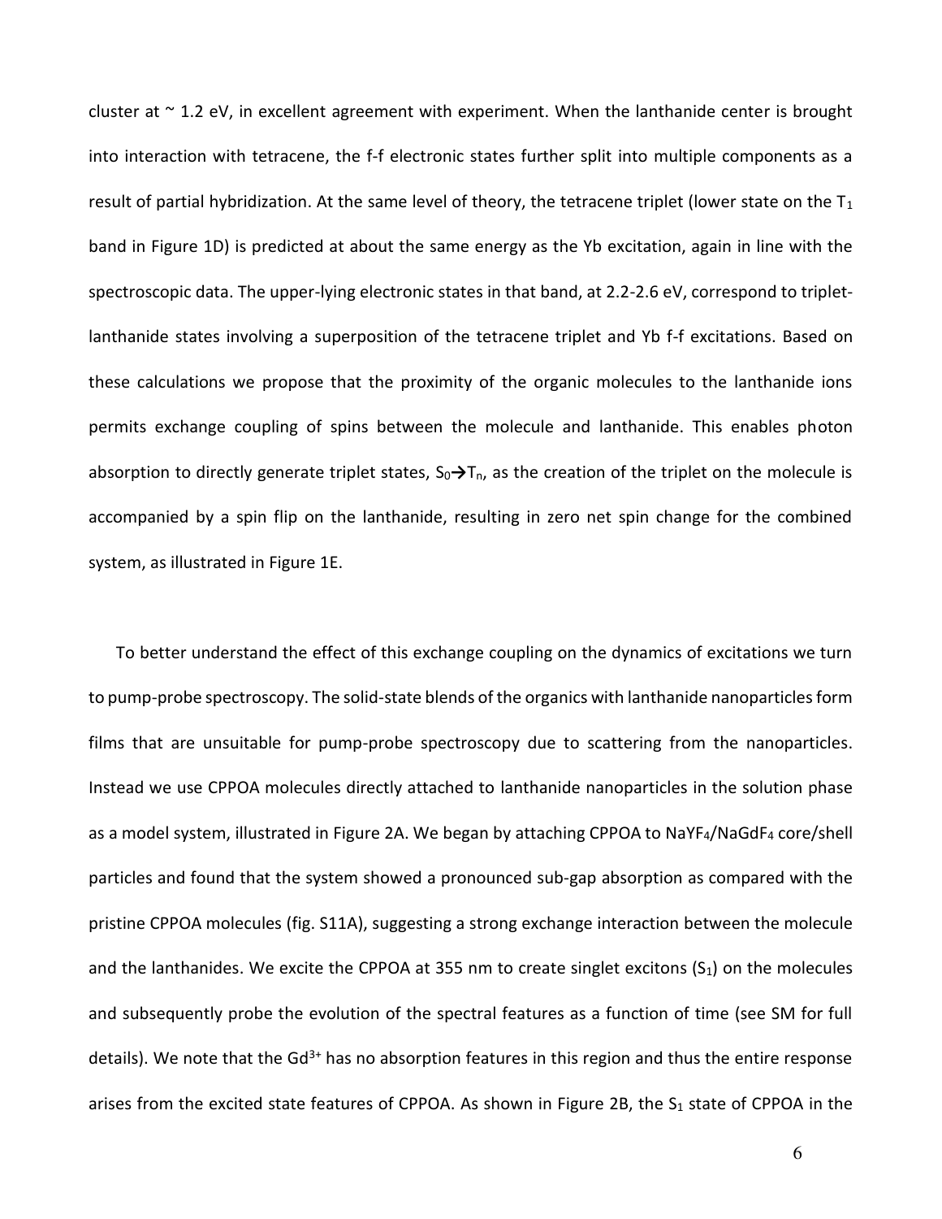cluster at ~ 1.2 eV, in excellent agreement with experiment. When the lanthanide center is brought into interaction with tetracene, the f-f electronic states further split into multiple components as a result of partial hybridization. At the same level of theory, the tetracene triplet (lower state on the $T_1$ band in Figure 1D) is predicted at about the same energy as the Yb excitation, again in line with the spectroscopic data. The upper-lying electronic states in that band, at 2.2-2.6 eV, correspond to triplet-lanthanide states involving a superposition of the tetracene triplet and Yb f-f excitations. Based on these calculations we propose that the proximity of the organic molecules to the lanthanide ions permits exchange coupling of spins between the molecule and lanthanide. This enables photon absorption to directly generate triplet states, $S_0 \rightarrow T_n$, as the creation of the triplet on the molecule is accompanied by a spin flip on the lanthanide, resulting in zero net spin change for the combined system, as illustrated in Figure 1E.

To better understand the effect of this exchange coupling on the dynamics of excitations we turn to pump-probe spectroscopy. The solid-state blends of the organics with lanthanide nanoparticles form films that are unsuitable for pump-probe spectroscopy due to scattering from the nanoparticles. Instead we use CPPOA molecules directly attached to lanthanide nanoparticles in the solution phase as a model system, illustrated in Figure 2A. We began by attaching CPPOA to $NaYF_4$/$NaGdF_4$ core/shell particles and found that the system showed a pronounced sub-gap absorption as compared with the pristine CPPOA molecules (fig. S11A), suggesting a strong exchange interaction between the molecule and the lanthanides. We excite the CPPOA at 355 nm to create singlet excitons ($S_1$) on the molecules and subsequently probe the evolution of the spectral features as a function of time (see SM for full details). We note that the $Gd^{3+}$ has no absorption features in this region and thus the entire response arises from the excited state features of CPPOA. As shown in Figure 2B, the $S_1$ state of CPPOA in the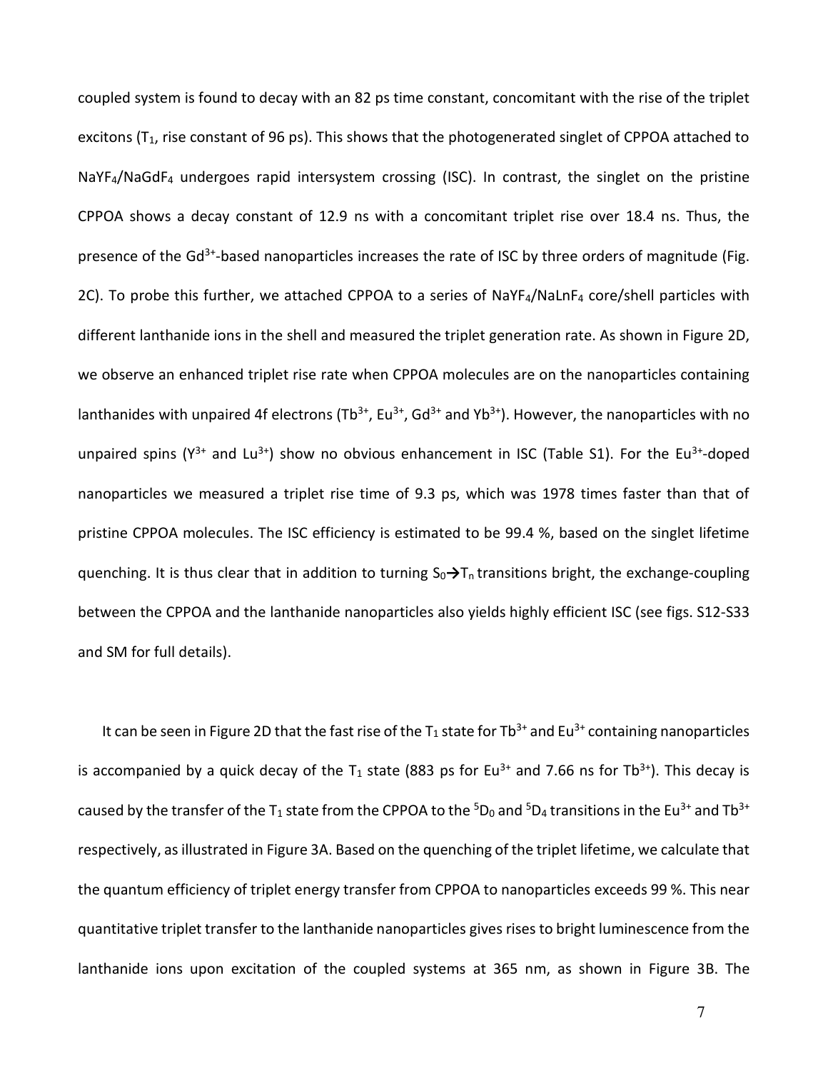coupled system is found to decay with an 82 ps time constant, concomitant with the rise of the triplet excitons ($T_1$, rise constant of 96 ps). This shows that the photogenerated singlet of CPPOA attached to $NaYF_4/NaGdF_4$ undergoes rapid intersystem crossing (ISC). In contrast, the singlet on the pristine CPPOA shows a decay constant of 12.9 ns with a concomitant triplet rise over 18.4 ns. Thus, the presence of the $Gd^{3+}$-based nanoparticles increases the rate of ISC by three orders of magnitude (Fig. 2C). To probe this further, we attached CPPOA to a series of $NaYF_4/NaLnF_4$ core/shell particles with different lanthanide ions in the shell and measured the triplet generation rate. As shown in Figure 2D, we observe an enhanced triplet rise rate when CPPOA molecules are on the nanoparticles containing lanthanides with unpaired 4f electrons ($Tb^{3+}$, $Eu^{3+}$, $Gd^{3+}$ and $Yb^{3+}$). However, the nanoparticles with no unpaired spins ($Y^{3+}$ and $Lu^{3+}$) show no obvious enhancement in ISC (Table S1). For the $Eu^{3+}$-doped nanoparticles we measured a triplet rise time of 9.3 ps, which was 1978 times faster than that of pristine CPPOA molecules. The ISC efficiency is estimated to be 99.4 %, based on the singlet lifetime quenching. It is thus clear that in addition to turning $S_0 \rightarrow T_n$ transitions bright, the exchange-coupling between the CPPOA and the lanthanide nanoparticles also yields highly efficient ISC (see figs. S12-S33 and SM for full details).

It can be seen in Figure 2D that the fast rise of the $T_1$ state for $Tb^{3+}$ and $Eu^{3+}$ containing nanoparticles is accompanied by a quick decay of the $T_1$ state (883 ps for $Eu^{3+}$ and 7.66 ns for $Tb^{3+}$). This decay is caused by the transfer of the $T_1$ state from the CPPOA to the $^5D_0$ and $^5D_4$ transitions in the $Eu^{3+}$ and $Tb^{3+}$ respectively, as illustrated in Figure 3A. Based on the quenching of the triplet lifetime, we calculate that the quantum efficiency of triplet energy transfer from CPPOA to nanoparticles exceeds 99 %. This near quantitative triplet transfer to the lanthanide nanoparticles gives rises to bright luminescence from the lanthanide ions upon excitation of the coupled systems at 365 nm, as shown in Figure 3B. The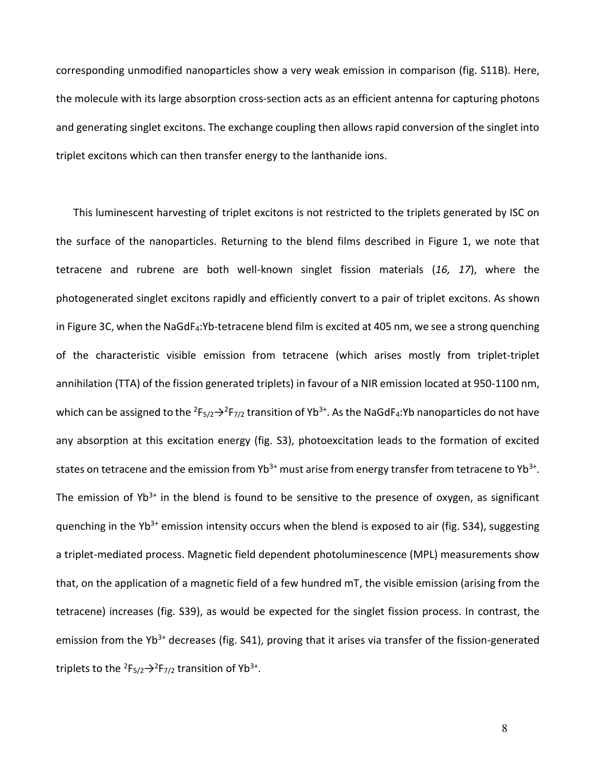corresponding unmodified nanoparticles show a very weak emission in comparison (fig. S11B). Here, the molecule with its large absorption cross-section acts as an efficient antenna for capturing photons and generating singlet excitons. The exchange coupling then allows rapid conversion of the singlet into triplet excitons which can then transfer energy to the lanthanide ions.

This luminescent harvesting of triplet excitons is not restricted to the triplets generated by ISC on the surface of the nanoparticles. Returning to the blend films described in Figure 1, we note that tetracene and rubrene are both well-known singlet fission materials (*16, 17*), where the photogenerated singlet excitons rapidly and efficiently convert to a pair of triplet excitons. As shown in Figure 3C, when the $NaGdF_4$:Yb-tetracene blend film is excited at 405 nm, we see a strong quenching of the characteristic visible emission from tetracene (which arises mostly from triplet-triplet annihilation (TTA) of the fission generated triplets) in favour of a NIR emission located at 950-1100 nm, which can be assigned to the $^2F_{5/2}\rightarrow{}^2F_{7/2}$ transition of $Yb^{3+}$. As the $NaGdF_4$:Yb nanoparticles do not have any absorption at this excitation energy (fig. S3), photoexcitation leads to the formation of excited states on tetracene and the emission from $Yb^{3+}$ must arise from energy transfer from tetracene to $Yb^{3+}$. The emission of $Yb^{3+}$ in the blend is found to be sensitive to the presence of oxygen, as significant quenching in the $Yb^{3+}$ emission intensity occurs when the blend is exposed to air (fig. S34), suggesting a triplet-mediated process. Magnetic field dependent photoluminescence (MPL) measurements show that, on the application of a magnetic field of a few hundred mT, the visible emission (arising from the tetracene) increases (fig. S39), as would be expected for the singlet fission process. In contrast, the emission from the $Yb^{3+}$ decreases (fig. S41), proving that it arises via transfer of the fission-generated triplets to the $^2F_{5/2}\rightarrow{}^2F_{7/2}$ transition of $Yb^{3+}$.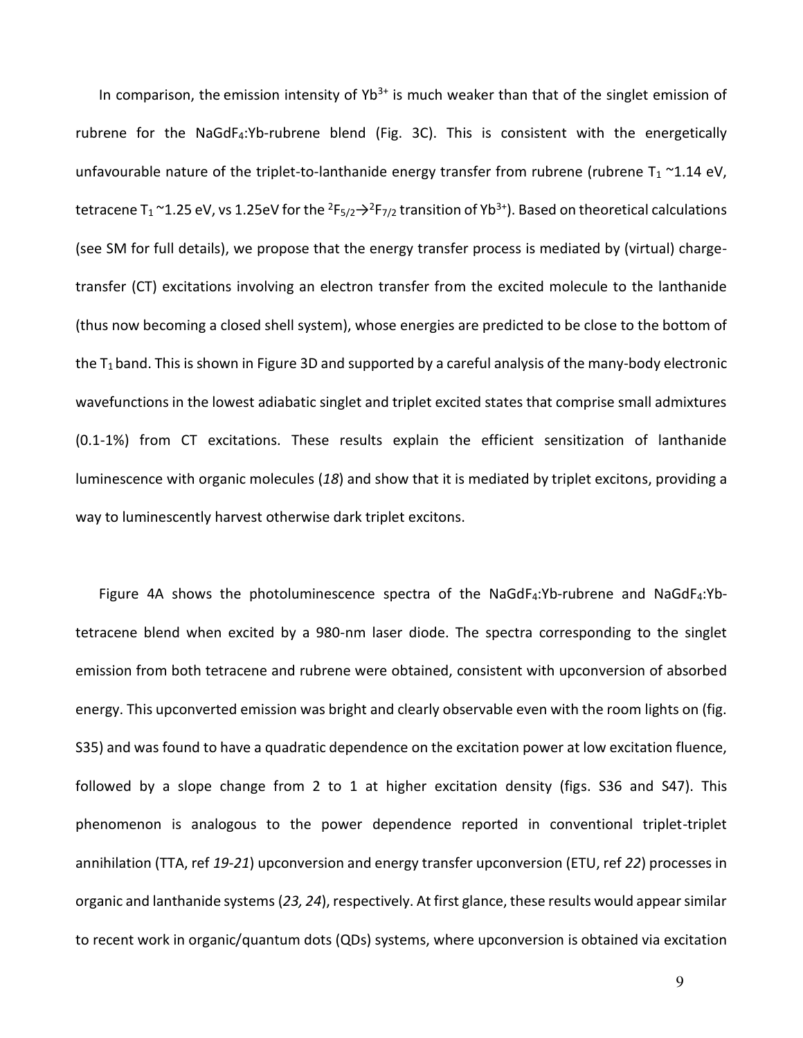In comparison, the emission intensity of $Yb^{3+}$ is much weaker than that of the singlet emission of rubrene for the $NaGdF_4$:Yb-rubrene blend (Fig. 3C). This is consistent with the energetically unfavourable nature of the triplet-to-lanthanide energy transfer from rubrene (rubrene $T_1$ ~1.14 eV, tetracene $T_1$ ~1.25 eV, vs 1.25eV for the $^2F_{5/2} \rightarrow ^2F_{7/2}$ transition of $Yb^{3+}$). Based on theoretical calculations (see SM for full details), we propose that the energy transfer process is mediated by (virtual) charge-transfer (CT) excitations involving an electron transfer from the excited molecule to the lanthanide (thus now becoming a closed shell system), whose energies are predicted to be close to the bottom of the $T_1$ band. This is shown in Figure 3D and supported by a careful analysis of the many-body electronic wavefunctions in the lowest adiabatic singlet and triplet excited states that comprise small admixtures (0.1-1%) from CT excitations. These results explain the efficient sensitization of lanthanide luminescence with organic molecules (*18*) and show that it is mediated by triplet excitons, providing a way to luminescently harvest otherwise dark triplet excitons.

Figure 4A shows the photoluminescence spectra of the $NaGdF_4$:Yb-rubrene and $NaGdF_4$:Yb-tetracene blend when excited by a 980-nm laser diode. The spectra corresponding to the singlet emission from both tetracene and rubrene were obtained, consistent with upconversion of absorbed energy. This upconverted emission was bright and clearly observable even with the room lights on (fig. S35) and was found to have a quadratic dependence on the excitation power at low excitation fluence, followed by a slope change from 2 to 1 at higher excitation density (figs. S36 and S47). This phenomenon is analogous to the power dependence reported in conventional triplet-triplet annihilation (TTA, ref *19-21*) upconversion and energy transfer upconversion (ETU, ref *22*) processes in organic and lanthanide systems (*23, 24*), respectively. At first glance, these results would appear similar to recent work in organic/quantum dots (QDs) systems, where upconversion is obtained via excitation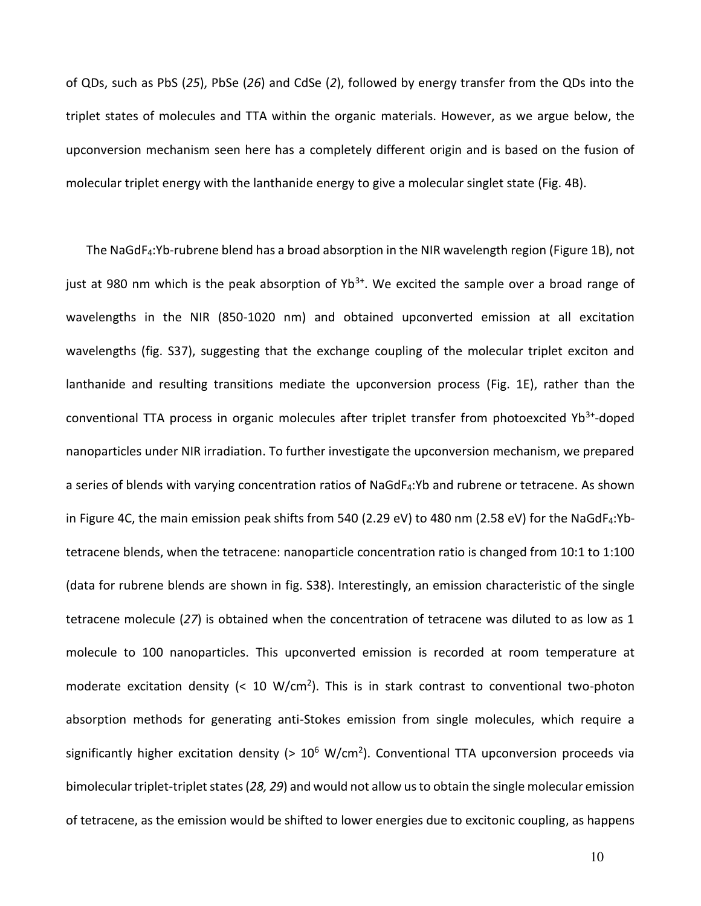of QDs, such as PbS (*25*), PbSe (*26*) and CdSe (*2*), followed by energy transfer from the QDs into the triplet states of molecules and TTA within the organic materials. However, as we argue below, the upconversion mechanism seen here has a completely different origin and is based on the fusion of molecular triplet energy with the lanthanide energy to give a molecular singlet state (Fig. 4B).

The $NaGdF_4$:Yb-rubrene blend has a broad absorption in the NIR wavelength region (Figure 1B), not just at 980 nm which is the peak absorption of $Yb^{3+}$. We excited the sample over a broad range of wavelengths in the NIR (850-1020 nm) and obtained upconverted emission at all excitation wavelengths (fig. S37), suggesting that the exchange coupling of the molecular triplet exciton and lanthanide and resulting transitions mediate the upconversion process (Fig. 1E), rather than the conventional TTA process in organic molecules after triplet transfer from photoexcited $Yb^{3+}$-doped nanoparticles under NIR irradiation. To further investigate the upconversion mechanism, we prepared a series of blends with varying concentration ratios of $NaGdF_4$:Yb and rubrene or tetracene. As shown in Figure 4C, the main emission peak shifts from 540 (2.29 eV) to 480 nm (2.58 eV) for the $NaGdF_4$:Yb-tetracene blends, when the tetracene: nanoparticle concentration ratio is changed from 10:1 to 1:100 (data for rubrene blends are shown in fig. S38). Interestingly, an emission characteristic of the single tetracene molecule (*27*) is obtained when the concentration of tetracene was diluted to as low as 1 molecule to 100 nanoparticles. This upconverted emission is recorded at room temperature at moderate excitation density (< 10 W/cm$^2$). This is in stark contrast to conventional two-photon absorption methods for generating anti-Stokes emission from single molecules, which require a significantly higher excitation density (> $10^6$ W/cm$^2$). Conventional TTA upconversion proceeds via bimolecular triplet-triplet states (*28, 29*) and would not allow us to obtain the single molecular emission of tetracene, as the emission would be shifted to lower energies due to excitonic coupling, as happens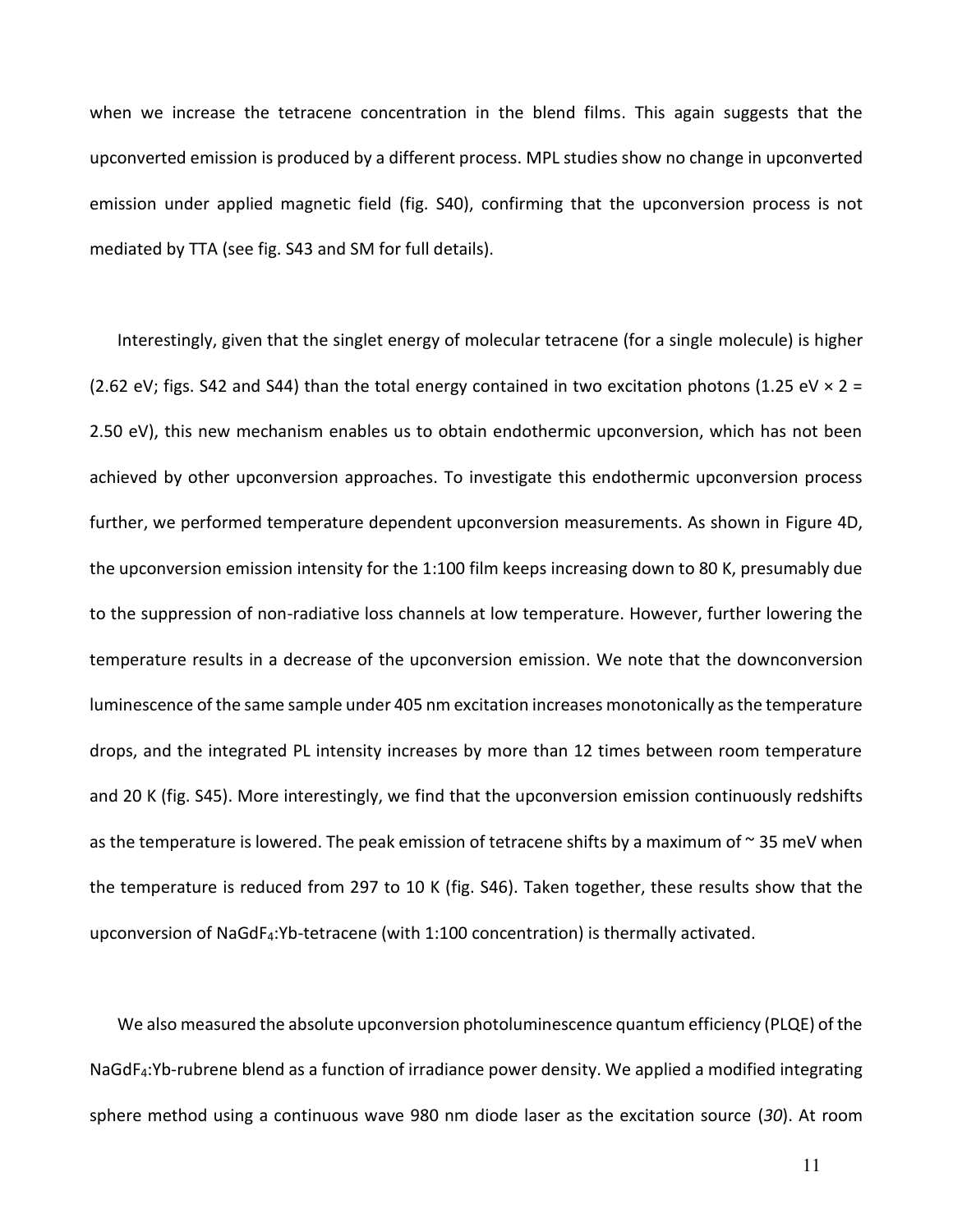when we increase the tetracene concentration in the blend films. This again suggests that the upconverted emission is produced by a different process. MPL studies show no change in upconverted emission under applied magnetic field (fig. S40), confirming that the upconversion process is not mediated by TTA (see fig. S43 and SM for full details).

Interestingly, given that the singlet energy of molecular tetracene (for a single molecule) is higher (2.62 eV; figs. S42 and S44) than the total energy contained in two excitation photons (1.25 eV × 2 = 2.50 eV), this new mechanism enables us to obtain endothermic upconversion, which has not been achieved by other upconversion approaches. To investigate this endothermic upconversion process further, we performed temperature dependent upconversion measurements. As shown in Figure 4D, the upconversion emission intensity for the 1:100 film keeps increasing down to 80 K, presumably due to the suppression of non-radiative loss channels at low temperature. However, further lowering the temperature results in a decrease of the upconversion emission. We note that the downconversion luminescence of the same sample under 405 nm excitation increases monotonically as the temperature drops, and the integrated PL intensity increases by more than 12 times between room temperature and 20 K (fig. S45). More interestingly, we find that the upconversion emission continuously redshifts as the temperature is lowered. The peak emission of tetracene shifts by a maximum of ~ 35 meV when the temperature is reduced from 297 to 10 K (fig. S46). Taken together, these results show that the upconversion of $NaGdF_4$:Yb-tetracene (with 1:100 concentration) is thermally activated.

We also measured the absolute upconversion photoluminescence quantum efficiency (PLQE) of the $NaGdF_4$:Yb-rubrene blend as a function of irradiance power density. We applied a modified integrating sphere method using a continuous wave 980 nm diode laser as the excitation source (*30*). At room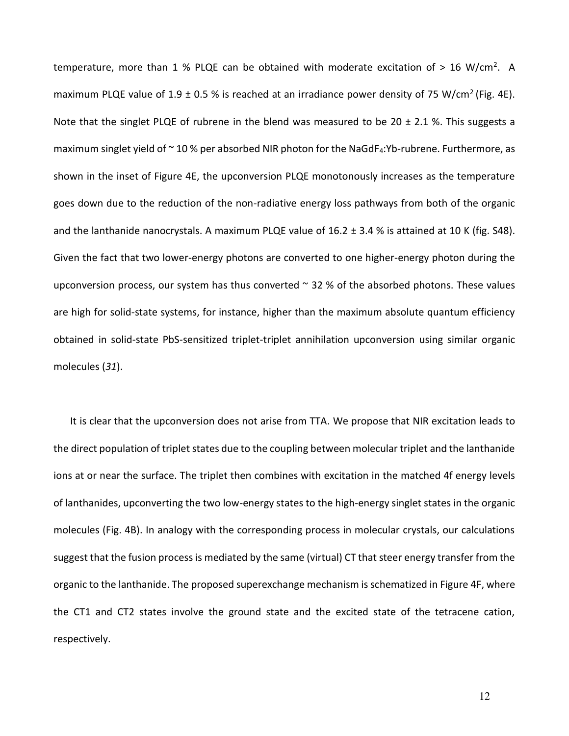temperature, more than 1 % PLQE can be obtained with moderate excitation of > 16 W/cm$^2$. A maximum PLQE value of 1.9 ± 0.5 % is reached at an irradiance power density of 75 W/cm$^2$ (Fig. 4E). Note that the singlet PLQE of rubrene in the blend was measured to be 20 ± 2.1 %. This suggests a maximum singlet yield of ~ 10 % per absorbed NIR photon for the $NaGdF_4$:Yb-rubrene. Furthermore, as shown in the inset of Figure 4E, the upconversion PLQE monotonously increases as the temperature goes down due to the reduction of the non-radiative energy loss pathways from both of the organic and the lanthanide nanocrystals. A maximum PLQE value of 16.2 ± 3.4 % is attained at 10 K (fig. S48). Given the fact that two lower-energy photons are converted to one higher-energy photon during the upconversion process, our system has thus converted ~ 32 % of the absorbed photons. These values are high for solid-state systems, for instance, higher than the maximum absolute quantum efficiency obtained in solid-state PbS-sensitized triplet-triplet annihilation upconversion using similar organic molecules (*31*).

It is clear that the upconversion does not arise from TTA. We propose that NIR excitation leads to the direct population of triplet states due to the coupling between molecular triplet and the lanthanide ions at or near the surface. The triplet then combines with excitation in the matched 4f energy levels of lanthanides, upconverting the two low-energy states to the high-energy singlet states in the organic molecules (Fig. 4B). In analogy with the corresponding process in molecular crystals, our calculations suggest that the fusion process is mediated by the same (virtual) CT that steer energy transfer from the organic to the lanthanide. The proposed superexchange mechanism is schematized in Figure 4F, where the CT1 and CT2 states involve the ground state and the excited state of the tetracene cation, respectively.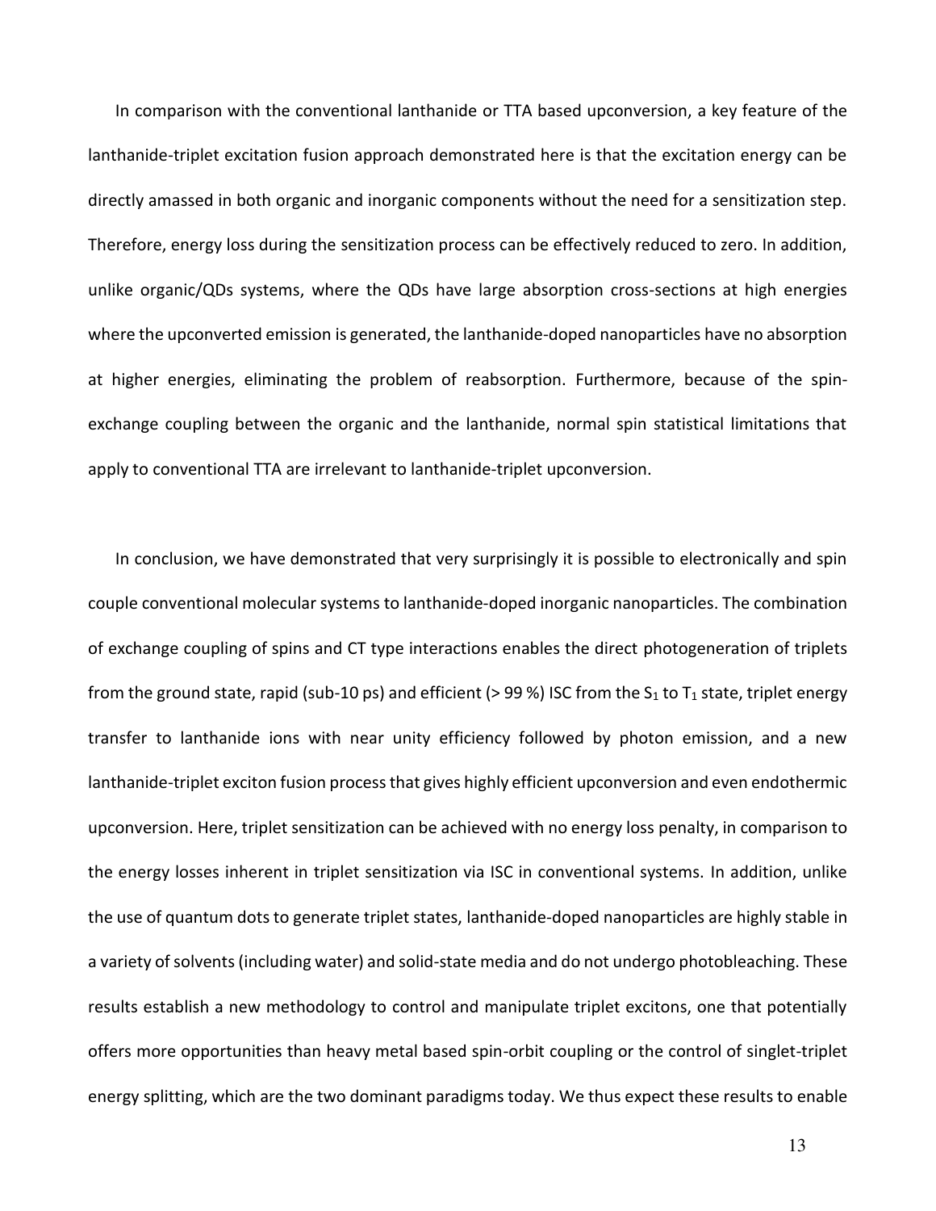In comparison with the conventional lanthanide or TTA based upconversion, a key feature of the lanthanide-triplet excitation fusion approach demonstrated here is that the excitation energy can be directly amassed in both organic and inorganic components without the need for a sensitization step. Therefore, energy loss during the sensitization process can be effectively reduced to zero. In addition, unlike organic/QDs systems, where the QDs have large absorption cross-sections at high energies where the upconverted emission is generated, the lanthanide-doped nanoparticles have no absorption at higher energies, eliminating the problem of reabsorption. Furthermore, because of the spin-exchange coupling between the organic and the lanthanide, normal spin statistical limitations that apply to conventional TTA are irrelevant to lanthanide-triplet upconversion.

In conclusion, we have demonstrated that very surprisingly it is possible to electronically and spin couple conventional molecular systems to lanthanide-doped inorganic nanoparticles. The combination of exchange coupling of spins and CT type interactions enables the direct photogeneration of triplets from the ground state, rapid (sub-10 ps) and efficient (> 99 %) ISC from the $S_1$ to $T_1$ state, triplet energy transfer to lanthanide ions with near unity efficiency followed by photon emission, and a new lanthanide-triplet exciton fusion process that gives highly efficient upconversion and even endothermic upconversion. Here, triplet sensitization can be achieved with no energy loss penalty, in comparison to the energy losses inherent in triplet sensitization via ISC in conventional systems. In addition, unlike the use of quantum dots to generate triplet states, lanthanide-doped nanoparticles are highly stable in a variety of solvents (including water) and solid-state media and do not undergo photobleaching. These results establish a new methodology to control and manipulate triplet excitons, one that potentially offers more opportunities than heavy metal based spin-orbit coupling or the control of singlet-triplet energy splitting, which are the two dominant paradigms today. We thus expect these results to enable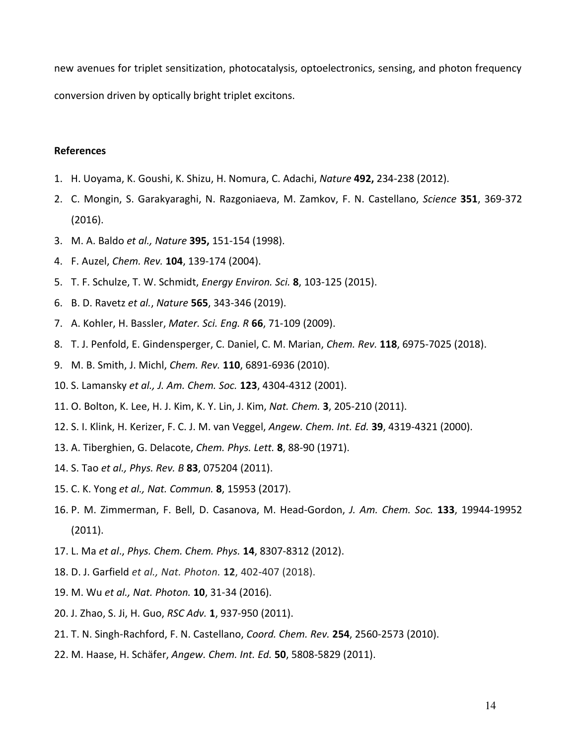new avenues for triplet sensitization, photocatalysis, optoelectronics, sensing, and photon frequency conversion driven by optically bright triplet excitons.

**References**

1. H. Uoyama, K. Goushi, K. Shizu, H. Nomura, C. Adachi, *Nature* **492,** 234-238 (2012).
2. C. Mongin, S. Garakyaraghi, N. Razgoniaeva, M. Zamkov, F. N. Castellano, *Science* **351**, 369-372 (2016).
3. M. A. Baldo *et al., Nature* **395,** 151-154 (1998).
4. F. Auzel, *Chem. Rev.* **104**, 139-174 (2004).
5. T. F. Schulze, T. W. Schmidt, *Energy Environ. Sci.* **8**, 103-125 (2015).
6. B. D. Ravetz *et al.*, *Nature* **565**, 343-346 (2019).
7. A. Kohler, H. Bassler, *Mater. Sci. Eng. R* **66**, 71-109 (2009).
8. T. J. Penfold, E. Gindensperger, C. Daniel, C. M. Marian, *Chem. Rev.* **118**, 6975-7025 (2018).
9. M. B. Smith, J. Michl, *Chem. Rev.* **110**, 6891-6936 (2010).
10. S. Lamansky *et al., J. Am. Chem. Soc.* **123**, 4304-4312 (2001).
11. O. Bolton, K. Lee, H. J. Kim, K. Y. Lin, J. Kim, *Nat. Chem.* **3**, 205-210 (2011).
12. S. I. Klink, H. Kerizer, F. C. J. M. van Veggel, *Angew. Chem. Int. Ed.* **39**, 4319-4321 (2000).
13. A. Tiberghien, G. Delacote, *Chem. Phys. Lett.* **8**, 88-90 (1971).
14. S. Tao *et al., Phys. Rev. B* **83**, 075204 (2011).
15. C. K. Yong *et al., Nat. Commun.* **8**, 15953 (2017).
16. P. M. Zimmerman, F. Bell, D. Casanova, M. Head-Gordon, *J. Am. Chem. Soc.* **133**, 19944-19952 (2011).
17. L. Ma *et al*., *Phys. Chem. Chem. Phys.* **14**, 8307-8312 (2012).
18. D. J. Garfield *et al., Nat. Photon.* **12**, 402-407 (2018).
19. M. Wu *et al., Nat. Photon.* **10**, 31-34 (2016).
20. J. Zhao, S. Ji, H. Guo, *RSC Adv.* **1**, 937-950 (2011).
21. T. N. Singh-Rachford, F. N. Castellano, *Coord. Chem. Rev.* **254**, 2560-2573 (2010).
22. M. Haase, H. Schäfer, *Angew. Chem. Int. Ed.* **50**, 5808-5829 (2011).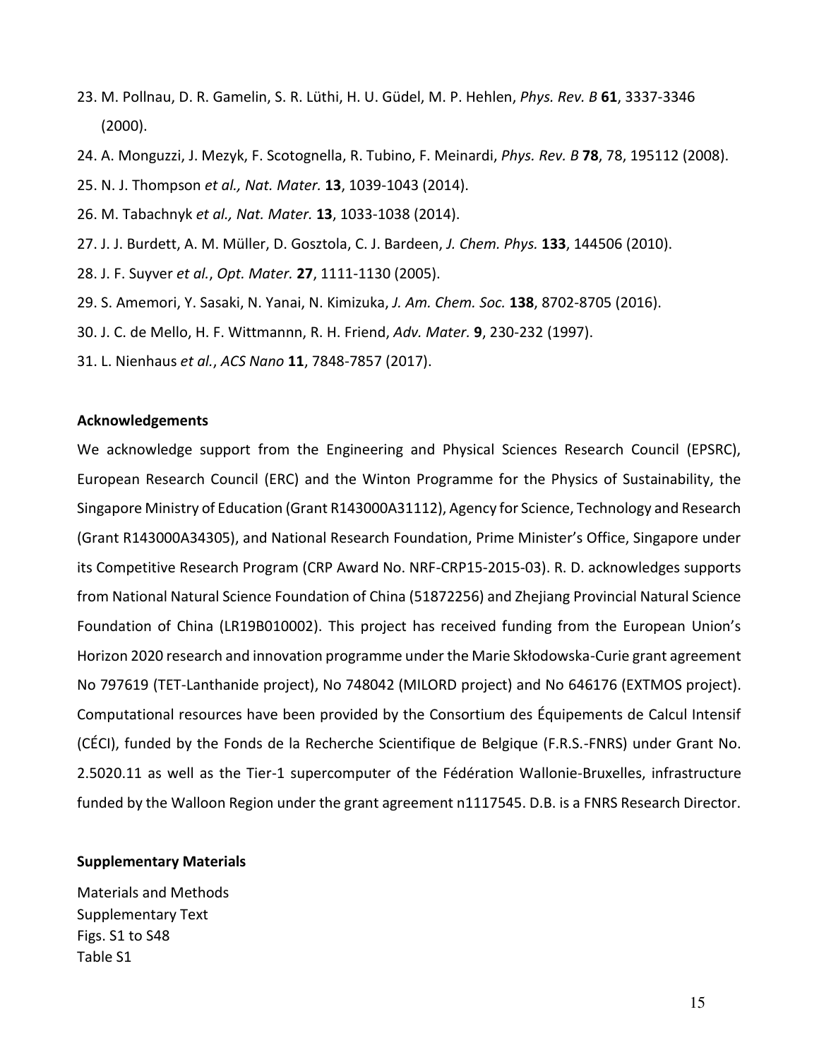23. M. Pollnau, D. R. Gamelin, S. R. Lüthi, H. U. Güdel, M. P. Hehlen, *Phys. Rev. B* **61**, 3337-3346 (2000).
24. A. Monguzzi, J. Mezyk, F. Scotognella, R. Tubino, F. Meinardi, *Phys. Rev. B* **78**, 78, 195112 (2008).
25. N. J. Thompson *et al., Nat. Mater.* **13**, 1039-1043 (2014).
26. M. Tabachnyk *et al., Nat. Mater.* **13**, 1033-1038 (2014).
27. J. J. Burdett, A. M. Müller, D. Gosztola, C. J. Bardeen, *J. Chem. Phys.* **133**, 144506 (2010).
28. J. F. Suyver *et al.*, *Opt. Mater.* **27**, 1111-1130 (2005).
29. S. Amemori, Y. Sasaki, N. Yanai, N. Kimizuka, *J. Am. Chem. Soc.* **138**, 8702-8705 (2016).
30. J. C. de Mello, H. F. Wittmannn, R. H. Friend, *Adv. Mater.* **9**, 230-232 (1997).
31. L. Nienhaus *et al.*, *ACS Nano* **11**, 7848-7857 (2017).

**Acknowledgements**

We acknowledge support from the Engineering and Physical Sciences Research Council (EPSRC), European Research Council (ERC) and the Winton Programme for the Physics of Sustainability, the Singapore Ministry of Education (Grant R143000A31112), Agency for Science, Technology and Research (Grant R143000A34305), and National Research Foundation, Prime Minister's Office, Singapore under its Competitive Research Program (CRP Award No. NRF-CRP15-2015-03). R. D. acknowledges supports from National Natural Science Foundation of China (51872256) and Zhejiang Provincial Natural Science Foundation of China (LR19B010002). This project has received funding from the European Union's Horizon 2020 research and innovation programme under the Marie Skłodowska-Curie grant agreement No 797619 (TET-Lanthanide project), No 748042 (MILORD project) and No 646176 (EXTMOS project). Computational resources have been provided by the Consortium des Équipements de Calcul Intensif (CÉCI), funded by the Fonds de la Recherche Scientifique de Belgique (F.R.S.-FNRS) under Grant No. 2.5020.11 as well as the Tier-1 supercomputer of the Fédération Wallonie-Bruxelles, infrastructure funded by the Walloon Region under the grant agreement n1117545. D.B. is a FNRS Research Director.

**Supplementary Materials**

Materials and Methods
Supplementary Text
Figs. S1 to S48
Table S1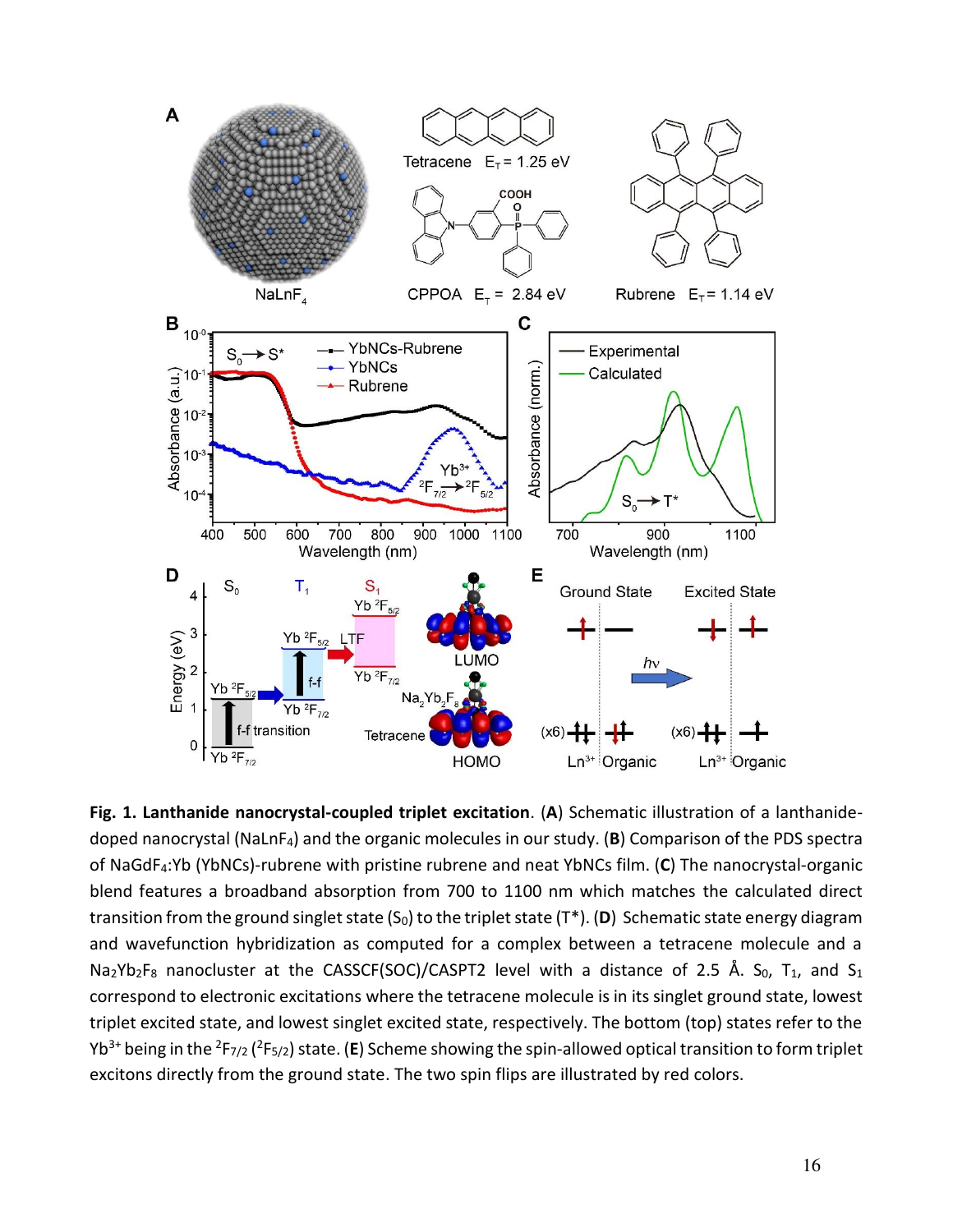**Fig. 1. Lanthanide nanocrystal-coupled triplet excitation**. (**A**) Schematic illustration of a lanthanide-doped nanocrystal ($NaLnF_4$) and the organic molecules in our study. (**B**) Comparison of the PDS spectra of $NaGdF_4$:Yb (YbNCs)-rubrene with pristine rubrene and neat YbNCs film. (**C**) The nanocrystal-organic blend features a broadband absorption from 700 to 1100 nm which matches the calculated direct transition from the ground singlet state ($S_0$) to the triplet state ($T^*$). (**D**) Schematic state energy diagram and wavefunction hybridization as computed for a complex between a tetracene molecule and a $Na_2Yb_2F_8$ nanocluster at the CASSCF(SOC)/CASPT2 level with a distance of 2.5 Å. $S_0$, $T_1$, and $S_1$ correspond to electronic excitations where the tetracene molecule is in its singlet ground state, lowest triplet excited state, and lowest singlet excited state, respectively. The bottom (top) states refer to the $Yb^{3+}$ being in the $^2F_{7/2}$ ($^2F_{5/2}$) state. (**E**) Scheme showing the spin-allowed optical transition to form triplet excitons directly from the ground state. The two spin flips are illustrated by red colors.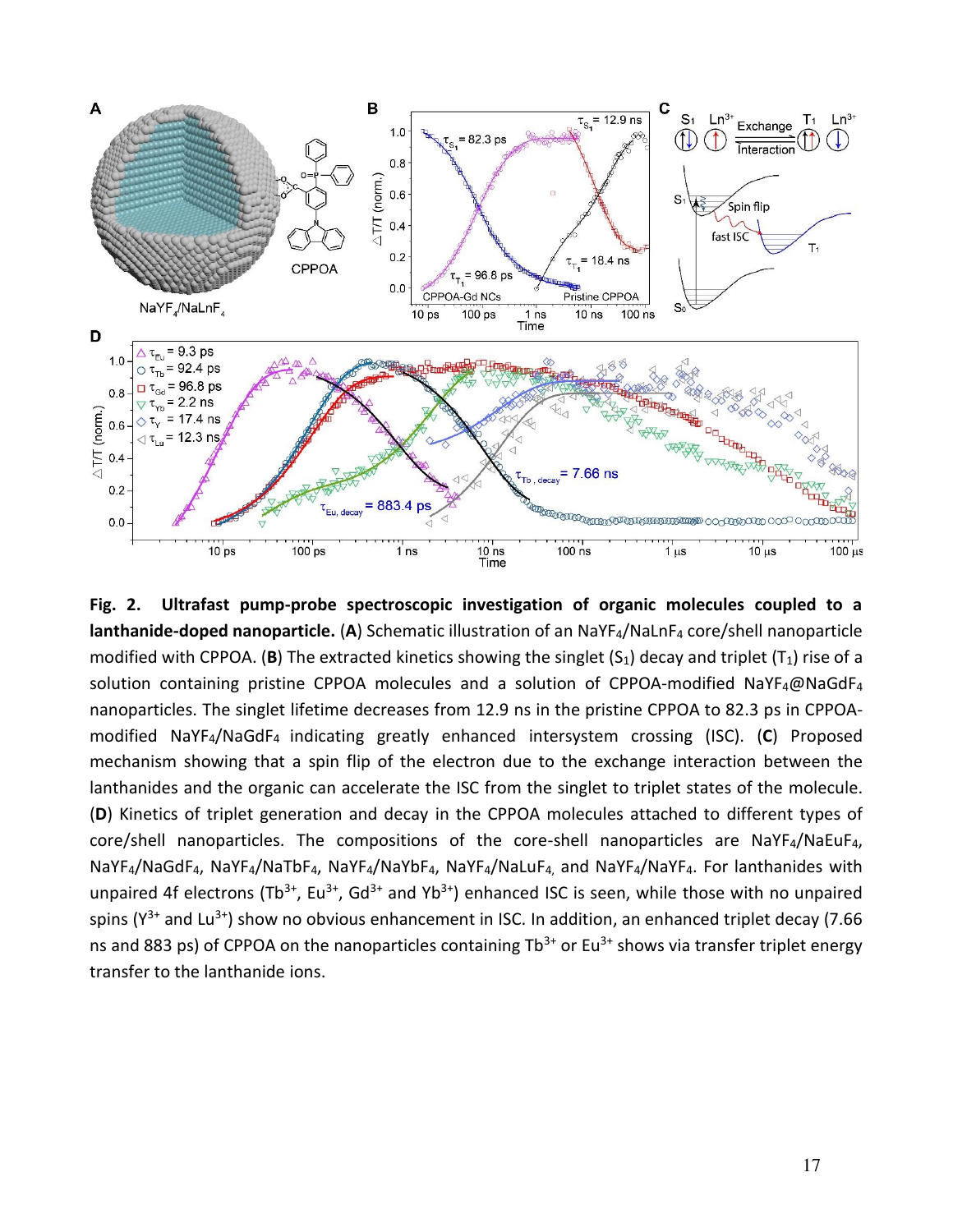**Fig. 2. Ultrafast pump-probe spectroscopic investigation of organic molecules coupled to a lanthanide-doped nanoparticle.** (**A**) Schematic illustration of an $NaYF_4$/$NaLnF_4$ core/shell nanoparticle modified with CPPOA. (**B**) The extracted kinetics showing the singlet ($S_1$) decay and triplet ($T_1$) rise of a solution containing pristine CPPOA molecules and a solution of CPPOA-modified $NaYF_4$@$NaGdF_4$ nanoparticles. The singlet lifetime decreases from 12.9 ns in the pristine CPPOA to 82.3 ps in CPPOA-modified $NaYF_4$/$NaGdF_4$ indicating greatly enhanced intersystem crossing (ISC). (**C**) Proposed mechanism showing that a spin flip of the electron due to the exchange interaction between the lanthanides and the organic can accelerate the ISC from the singlet to triplet states of the molecule. (**D**) Kinetics of triplet generation and decay in the CPPOA molecules attached to different types of core/shell nanoparticles. The compositions of the core-shell nanoparticles are $NaYF_4$/$NaEuF_4$, $NaYF_4$/$NaGdF_4$, $NaYF_4$/$NaTbF_4$, $NaYF_4$/$NaYbF_4$, $NaYF_4$/$NaLuF_4$, and $NaYF_4$/$NaYF_4$. For lanthanides with unpaired 4f electrons ($Tb^{3+}$, $Eu^{3+}$, $Gd^{3+}$ and $Yb^{3+}$) enhanced ISC is seen, while those with no unpaired spins ($Y^{3+}$ and $Lu^{3+}$) show no obvious enhancement in ISC. In addition, an enhanced triplet decay (7.66 ns and 883 ps) of CPPOA on the nanoparticles containing $Tb^{3+}$ or $Eu^{3+}$ shows via transfer triplet energy transfer to the lanthanide ions.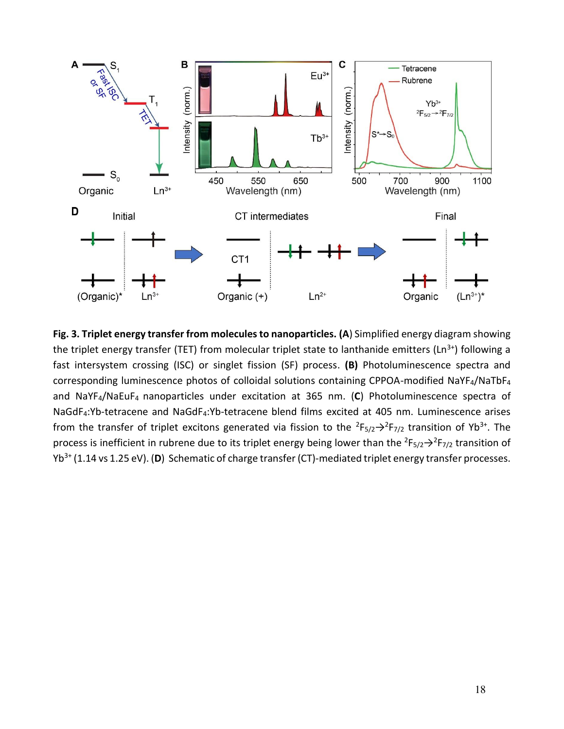**Fig. 3. Triplet energy transfer from molecules to nanoparticles.** (**A**) Simplified energy diagram showing the triplet energy transfer (TET) from molecular triplet state to lanthanide emitters ($Ln^{3+}$) following a fast intersystem crossing (ISC) or singlet fission (SF) process. **(B)** Photoluminescence spectra and corresponding luminescence photos of colloidal solutions containing CPPOA-modified $NaYF_4/NaTbF_4$ and $NaYF_4/NaEuF_4$ nanoparticles under excitation at 365 nm. (**C**) Photoluminescence spectra of $NaGdF_4$:Yb-tetracene and $NaGdF_4$:Yb-tetracene blend films excited at 405 nm. Luminescence arises from the transfer of triplet excitons generated via fission to the ${}^2F_{5/2} \rightarrow {}^2F_{7/2}$ transition of $Yb^{3+}$. The process is inefficient in rubrene due to its triplet energy being lower than the ${}^2F_{5/2} \rightarrow {}^2F_{7/2}$ transition of $Yb^{3+}$ (1.14 vs 1.25 eV). (**D**) Schematic of charge transfer (CT)-mediated triplet energy transfer processes.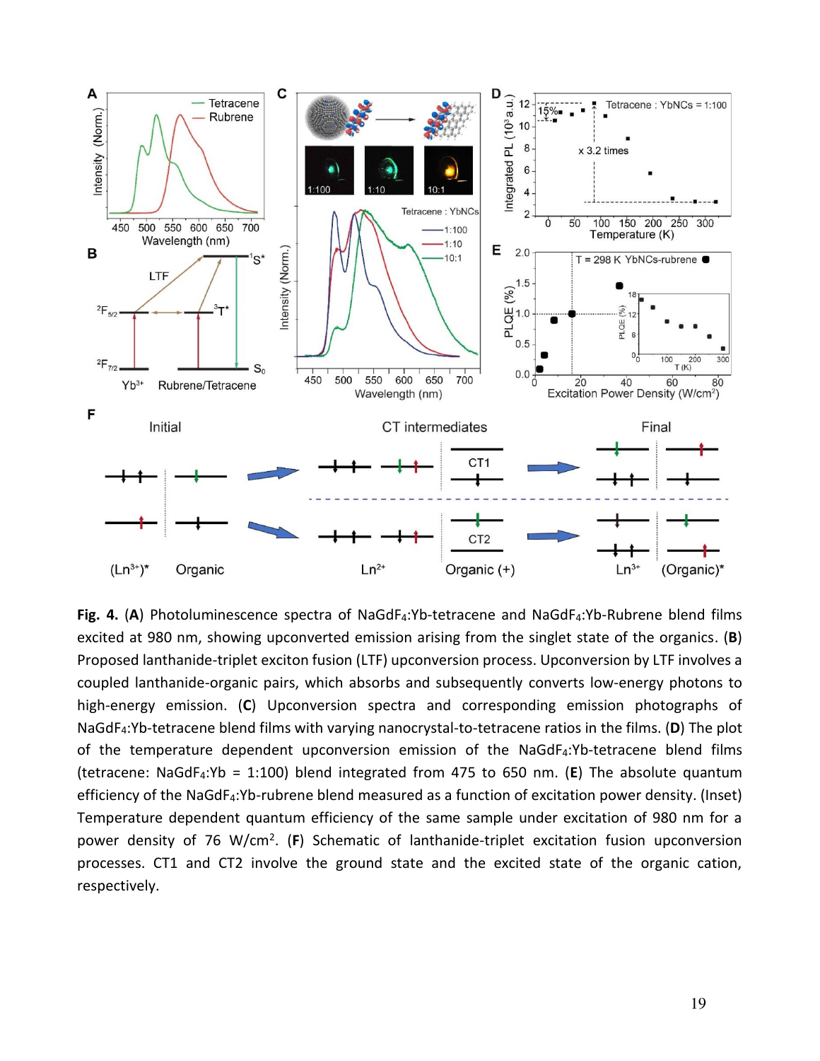A

Tetracene
Rubrene
Intensity (Norm.)
450 500 550 600 650 700
Wavelength (nm)

B

LTF
$^1S^*$
$^2F_{5/2}$
$^3T^*$
$^2F_{7/2}$
$S_0$
$Yb^{3+}$ Rubrene/Tetracene

C

1:100 1:10 10:1
Tetracene : YbNCs
1:100
1:10
10:1
Intensity (Norm.)
450 500 550 600 650 700
Wavelength (nm)

D

Tetracene : YbNCs = 1:100
15%
x 3.2 times
Integrated PL ($10^3$ a.u.)
2 4 6 8 10 12
0 50 100 150 200 250 300
Temperature (K)

E

T = 298 K YbNCs-rubrene
PLQE (%)
0.0 0.5 1.0 1.5 2.0
0 20 40 60 80
Excitation Power Density (W/cm²)
PLQE (%)
0 6 12 18
0 100 200 300
T (K)

F

Initial
CT intermediates
Final
CT1
CT2
$(Ln^{3+})^*$ Organic
$Ln^{2+}$ Organic (+)
$Ln^{3+}$ (Organic)*

**Fig. 4.** (**A**) Photoluminescence spectra of $NaGdF_4$:Yb-tetracene and $NaGdF_4$:Yb-Rubrene blend films excited at 980 nm, showing upconverted emission arising from the singlet state of the organics. (**B**) Proposed lanthanide-triplet exciton fusion (LTF) upconversion process. Upconversion by LTF involves a coupled lanthanide-organic pairs, which absorbs and subsequently converts low-energy photons to high-energy emission. (**C**) Upconversion spectra and corresponding emission photographs of $NaGdF_4$:Yb-tetracene blend films with varying nanocrystal-to-tetracene ratios in the films. (**D**) The plot of the temperature dependent upconversion emission of the $NaGdF_4$:Yb-tetracene blend films (tetracene: $NaGdF_4$:Yb = 1:100) blend integrated from 475 to 650 nm. (**E**) The absolute quantum efficiency of the $NaGdF_4$:Yb-rubrene blend measured as a function of excitation power density. (Inset) Temperature dependent quantum efficiency of the same sample under excitation of 980 nm for a power density of 76 W/cm². (**F**) Schematic of lanthanide-triplet excitation fusion upconversion processes. CT1 and CT2 involve the ground state and the excited state of the organic cation, respectively.